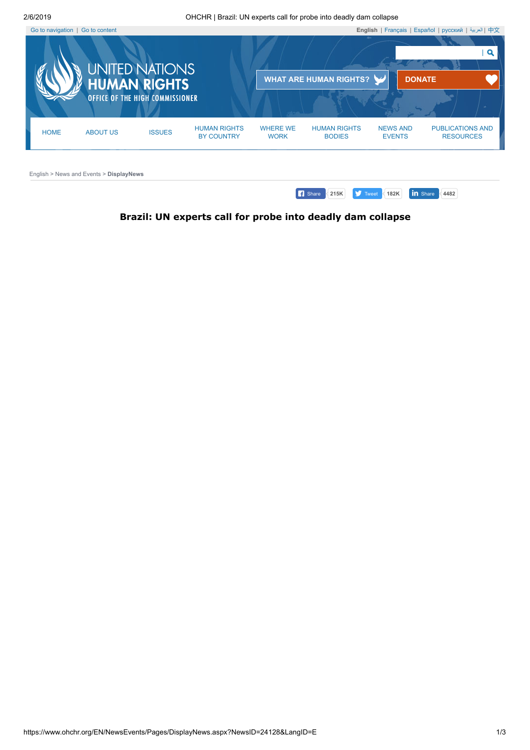Go to navigation | Go to content

English | Français | Español | русский | العربية | 中文

UNITED NATIONS HUMAN RIGHTS OFFICE OF THE HIGH COMMISSIONER

WHAT ARE HUMAN RIGHTS? DONATE

HOME | ABOUT US | ISSUES | HUMAN RIGHTS BY COUNTRY | WHERE WE WORK | HUMAN RIGHTS BODIES | NEWS AND EVENTS | PUBLICATIONS AND RESOURCES

English > News and Events > **DisplayNews**

Share 215K Tweet 182K Share 4482

# Brazil: UN experts call for probe into deadly dam collapse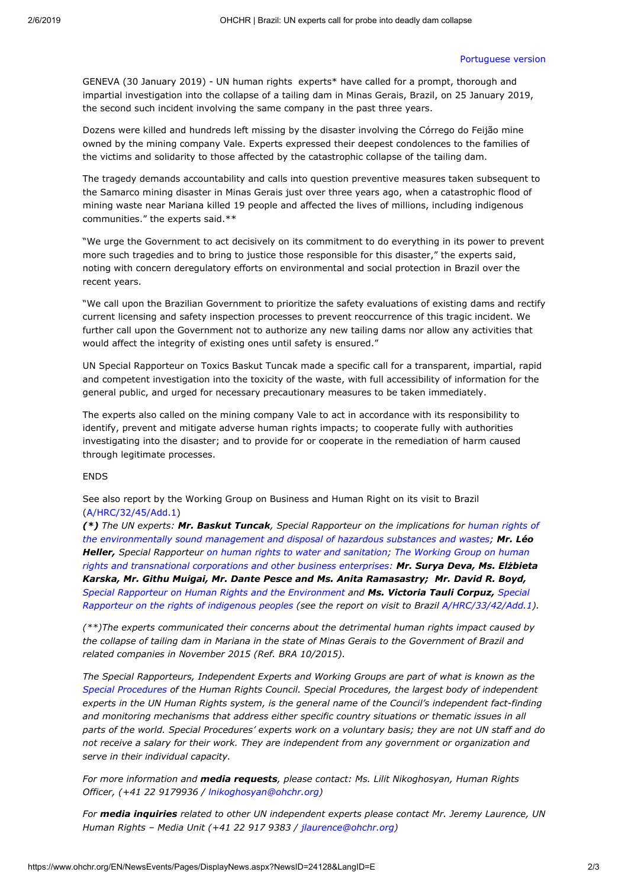Portuguese version

GENEVA (30 January 2019) - UN human rights experts* have called for a prompt, thorough and impartial investigation into the collapse of a tailing dam in Minas Gerais, Brazil, on 25 January 2019, the second such incident involving the same company in the past three years.

Dozens were killed and hundreds left missing by the disaster involving the Córrego do Feijão mine owned by the mining company Vale. Experts expressed their deepest condolences to the families of the victims and solidarity to those affected by the catastrophic collapse of the tailing dam.

The tragedy demands accountability and calls into question preventive measures taken subsequent to the Samarco mining disaster in Minas Gerais just over three years ago, when a catastrophic flood of mining waste near Mariana killed 19 people and affected the lives of millions, including indigenous communities." the experts said.**

"We urge the Government to act decisively on its commitment to do everything in its power to prevent more such tragedies and to bring to justice those responsible for this disaster," the experts said, noting with concern deregulatory efforts on environmental and social protection in Brazil over the recent years.

"We call upon the Brazilian Government to prioritize the safety evaluations of existing dams and rectify current licensing and safety inspection processes to prevent reoccurrence of this tragic incident. We further call upon the Government not to authorize any new tailing dams nor allow any activities that would affect the integrity of existing ones until safety is ensured."

UN Special Rapporteur on Toxics Baskut Tuncak made a specific call for a transparent, impartial, rapid and competent investigation into the toxicity of the waste, with full accessibility of information for the general public, and urged for necessary precautionary measures to be taken immediately.

The experts also called on the mining company Vale to act in accordance with its responsibility to identify, prevent and mitigate adverse human rights impacts; to cooperate fully with authorities investigating into the disaster; and to provide for or cooperate in the remediation of harm caused through legitimate processes.

ENDS

See also report by the Working Group on Business and Human Right on its visit to Brazil (A/HRC/32/45/Add.1)

***(\*)** The UN experts: **Mr. Baskut Tuncak**, Special Rapporteur on the implications for human rights of the environmentally sound management and disposal of hazardous substances and wastes; **Mr. Léo Heller,** Special Rapporteur on human rights to water and sanitation; The Working Group on human rights and transnational corporations and other business enterprises: **Mr. Surya Deva, Ms. Elżbieta Karska, Mr. Githu Muigai, Mr. Dante Pesce and Ms. Anita Ramasastry; Mr. David R. Boyd,** Special Rapporteur on Human Rights and the Environment and **Ms. Victoria Tauli Corpuz,** Special Rapporteur on the rights of indigenous peoples (see the report on visit to Brazil A/HRC/33/42/Add.1).*

*(\*\*)The experts communicated their concerns about the detrimental human rights impact caused by the collapse of tailing dam in Mariana in the state of Minas Gerais to the Government of Brazil and related companies in November 2015 (Ref. BRA 10/2015).*

*The Special Rapporteurs, Independent Experts and Working Groups are part of what is known as the Special Procedures of the Human Rights Council. Special Procedures, the largest body of independent experts in the UN Human Rights system, is the general name of the Council's independent fact-finding and monitoring mechanisms that address either specific country situations or thematic issues in all parts of the world. Special Procedures' experts work on a voluntary basis; they are not UN staff and do not receive a salary for their work. They are independent from any government or organization and serve in their individual capacity.*

*For more information and **media requests**, please contact: Ms. Lilit Nikoghosyan, Human Rights Officer, (+41 22 9179936 / lnikoghosyan@ohchr.org)*

*For **media inquiries** related to other UN independent experts please contact Mr. Jeremy Laurence, UN Human Rights – Media Unit (+41 22 917 9383 / jlaurence@ohchr.org)*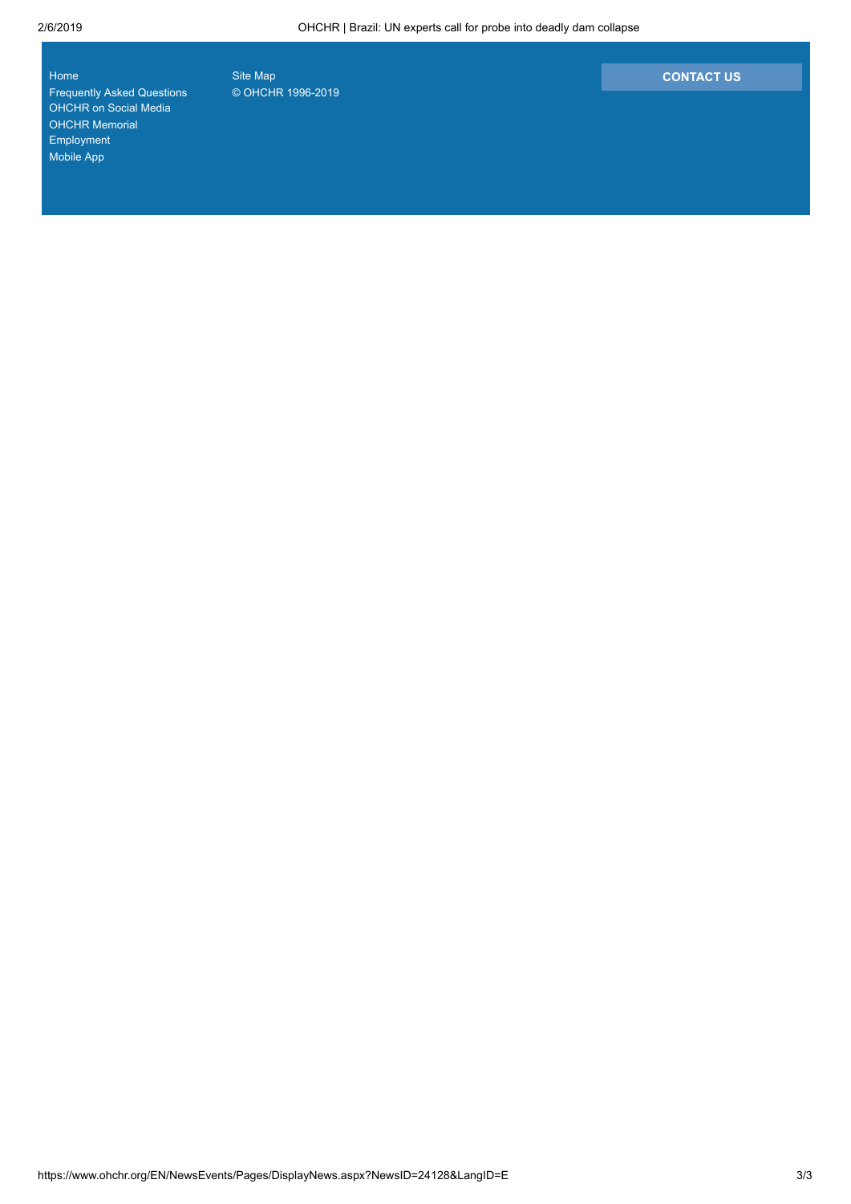Home
Frequently Asked Questions
OHCHR on Social Media
OHCHR Memorial
Employment
Mobile App

Site Map
© OHCHR 1996-2019

CONTACT US